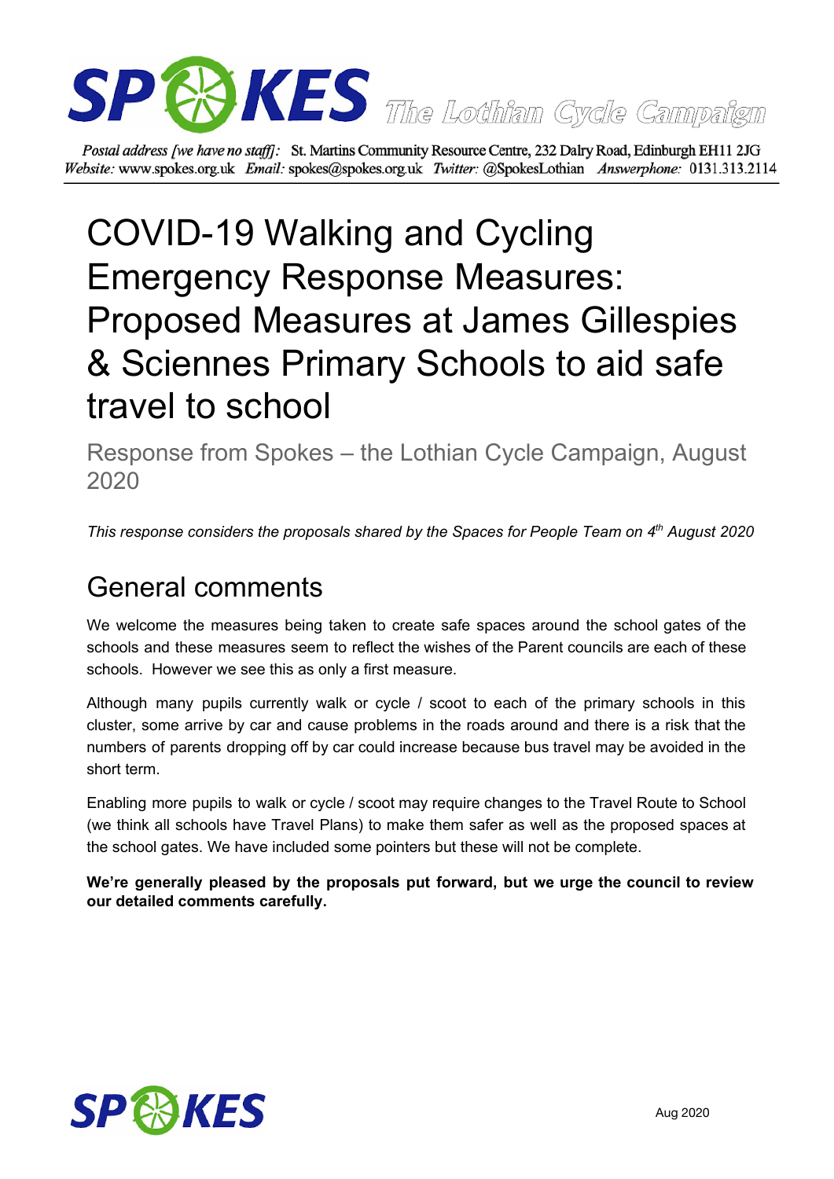**SPOKES** *The Lothian Cycle Campaign*

*Postal address [we have no staff]:* St. Martins Community Resource Centre, 232 Dalry Road, Edinburgh EH11 2JG
*Website:* www.spokes.org.uk *Email:* spokes@spokes.org.uk *Twitter:* @SpokesLothian *Answerphone:* 0131.313.2114

# COVID-19 Walking and Cycling Emergency Response Measures: Proposed Measures at James Gillespies & Sciennes Primary Schools to aid safe travel to school

Response from Spokes – the Lothian Cycle Campaign, August 2020

*This response considers the proposals shared by the Spaces for People Team on 4th August 2020*

## General comments

We welcome the measures being taken to create safe spaces around the school gates of the schools and these measures seem to reflect the wishes of the Parent councils are each of these schools. However we see this as only a first measure.

Although many pupils currently walk or cycle / scoot to each of the primary schools in this cluster, some arrive by car and cause problems in the roads around and there is a risk that the numbers of parents dropping off by car could increase because bus travel may be avoided in the short term.

Enabling more pupils to walk or cycle / scoot may require changes to the Travel Route to School (we think all schools have Travel Plans) to make them safer as well as the proposed spaces at the school gates. We have included some pointers but these will not be complete.

**We're generally pleased by the proposals put forward, but we urge the council to review our detailed comments carefully.**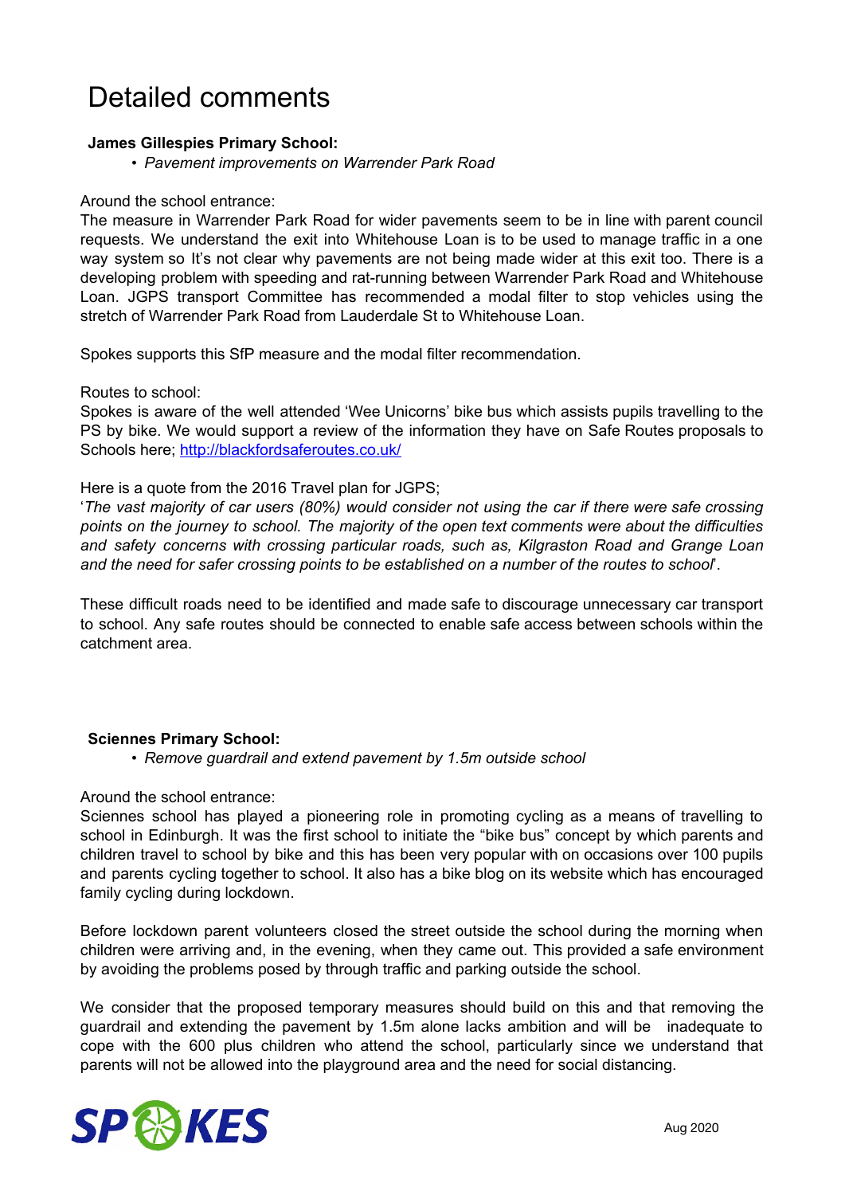# Detailed comments

**James Gillespies Primary School:**

- *Pavement improvements on Warrender Park Road*

Around the school entrance:
The measure in Warrender Park Road for wider pavements seem to be in line with parent council requests. We understand the exit into Whitehouse Loan is to be used to manage traffic in a one way system so It's not clear why pavements are not being made wider at this exit too. There is a developing problem with speeding and rat-running between Warrender Park Road and Whitehouse Loan. JGPS transport Committee has recommended a modal filter to stop vehicles using the stretch of Warrender Park Road from Lauderdale St to Whitehouse Loan.

Spokes supports this SfP measure and the modal filter recommendation.

Routes to school:
Spokes is aware of the well attended 'Wee Unicorns' bike bus which assists pupils travelling to the PS by bike. We would support a review of the information they have on Safe Routes proposals to Schools here; [http://blackfordsaferoutes.co.uk/](http://blackfordsaferoutes.co.uk/)

Here is a quote from the 2016 Travel plan for JGPS;
'*The vast majority of car users (80%) would consider not using the car if there were safe crossing points on the journey to school. The majority of the open text comments were about the difficulties and safety concerns with crossing particular roads, such as, Kilgraston Road and Grange Loan and the need for safer crossing points to be established on a number of the routes to school*'.

These difficult roads need to be identified and made safe to discourage unnecessary car transport to school. Any safe routes should be connected to enable safe access between schools within the catchment area.

**Sciennes Primary School:**

- *Remove guardrail and extend pavement by 1.5m outside school*

Around the school entrance:
Sciennes school has played a pioneering role in promoting cycling as a means of travelling to school in Edinburgh. It was the first school to initiate the "bike bus" concept by which parents and children travel to school by bike and this has been very popular with on occasions over 100 pupils and parents cycling together to school. It also has a bike blog on its website which has encouraged family cycling during lockdown.

Before lockdown parent volunteers closed the street outside the school during the morning when children were arriving and, in the evening, when they came out. This provided a safe environment by avoiding the problems posed by through traffic and parking outside the school.

We consider that the proposed temporary measures should build on this and that removing the guardrail and extending the pavement by 1.5m alone lacks ambition and will be inadequate to cope with the 600 plus children who attend the school, particularly since we understand that parents will not be allowed into the playground area and the need for social distancing.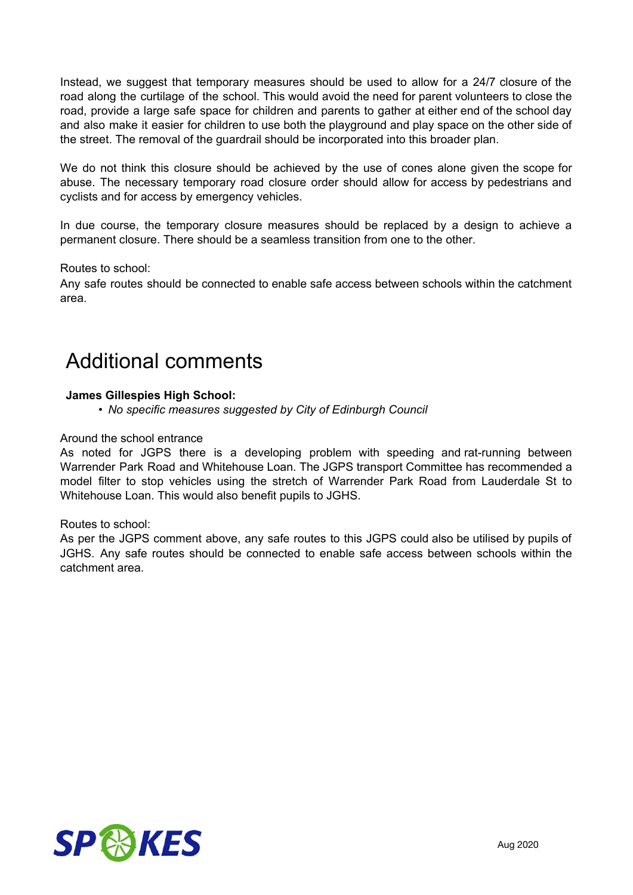Instead, we suggest that temporary measures should be used to allow for a 24/7 closure of the road along the curtilage of the school. This would avoid the need for parent volunteers to close the road, provide a large safe space for children and parents to gather at either end of the school day and also make it easier for children to use both the playground and play space on the other side of the street. The removal of the guardrail should be incorporated into this broader plan.

We do not think this closure should be achieved by the use of cones alone given the scope for abuse. The necessary temporary road closure order should allow for access by pedestrians and cyclists and for access by emergency vehicles.

In due course, the temporary closure measures should be replaced by a design to achieve a permanent closure. There should be a seamless transition from one to the other.

Routes to school:
Any safe routes should be connected to enable safe access between schools within the catchment area.

# Additional comments

**James Gillespie High School:**

- *No specific measures suggested by City of Edinburgh Council*

Around the school entrance
As noted for JGPS there is a developing problem with speeding and rat-running between Warrender Park Road and Whitehouse Loan. The JGPS transport Committee has recommended a model filter to stop vehicles using the stretch of Warrender Park Road from Lauderdale St to Whitehouse Loan. This would also benefit pupils to JGHS.

Routes to school:
As per the JGPS comment above, any safe routes to this JGPS could also be utilised by pupils of JGHS. Any safe routes should be connected to enable safe access between schools within the catchment area.